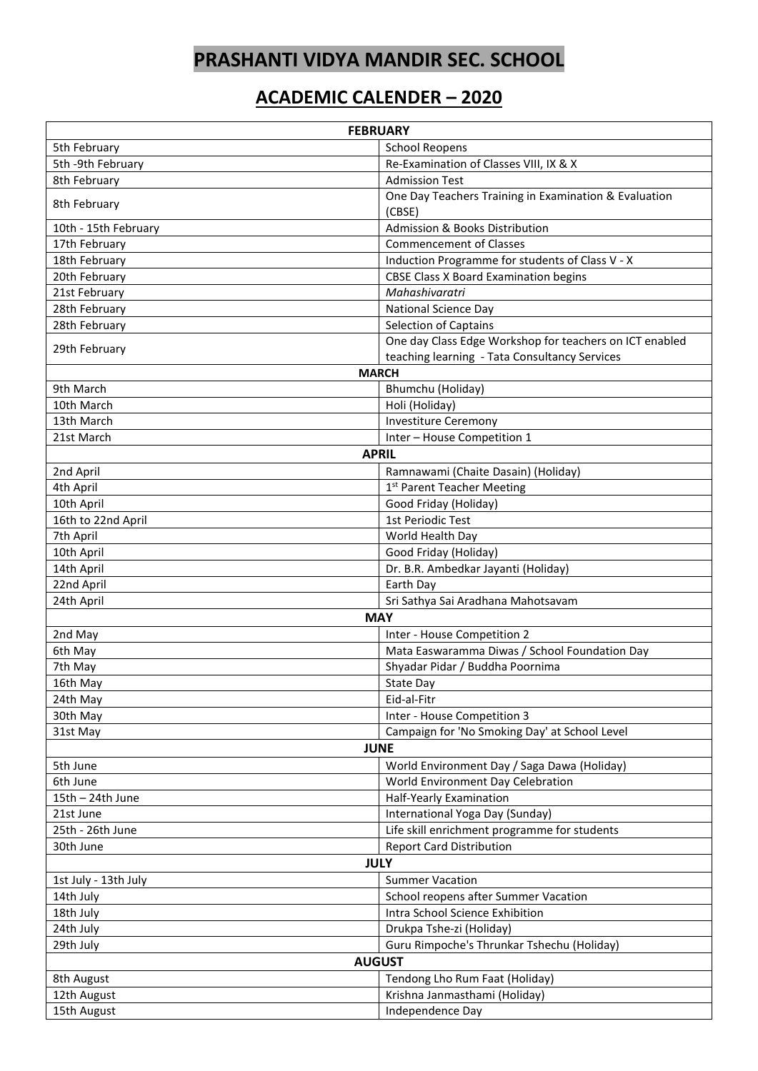# PRASHANTI VIDYA MANDIR SEC. SCHOOL

## ACADEMIC CALENDER – 2020

| FEBRUARY | |
|---|---|
| 5th February | School Reopens |
| 5th -9th February | Re-Examination of Classes VIII, IX & X |
| 8th February | Admission Test |
| 8th February | One Day Teachers Training in Examination & Evaluation (CBSE) |
| 10th - 15th February | Admission & Books Distribution |
| 17th February | Commencement of Classes |
| 18th February | Induction Programme for students of Class V - X |
| 20th February | CBSE Class X Board Examination begins |
| 21st February | *Mahashivaratri* |
| 28th February | National Science Day |
| 28th February | Selection of Captains |
| 29th February | One day Class Edge Workshop for teachers on ICT enabled teaching learning - Tata Consultancy Services |
| **MARCH** | |
| 9th March | Bhumchu (Holiday) |
| 10th March | Holi (Holiday) |
| 13th March | Investiture Ceremony |
| 21st March | Inter – House Competition 1 |
| **APRIL** | |
| 2nd April | Ramnawami (Chaite Dasain) (Holiday) |
| 4th April | 1st Parent Teacher Meeting |
| 10th April | Good Friday (Holiday) |
| 16th to 22nd April | 1st Periodic Test |
| 7th April | World Health Day |
| 10th April | Good Friday (Holiday) |
| 14th April | Dr. B.R. Ambedkar Jayanti (Holiday) |
| 22nd April | Earth Day |
| 24th April | Sri Sathya Sai Aradhana Mahotsavam |
| **MAY** | |
| 2nd May | Inter - House Competition 2 |
| 6th May | Mata Easwaramma Diwas / School Foundation Day |
| 7th May | Shyadar Pidar / Buddha Poornima |
| 16th May | State Day |
| 24th May | Eid-al-Fitr |
| 30th May | Inter - House Competition 3 |
| 31st May | Campaign for 'No Smoking Day' at School Level |
| **JUNE** | |
| 5th June | World Environment Day / Saga Dawa (Holiday) |
| 6th June | World Environment Day Celebration |
| 15th – 24th June | Half-Yearly Examination |
| 21st June | International Yoga Day (Sunday) |
| 25th - 26th June | Life skill enrichment programme for students |
| 30th June | Report Card Distribution |
| **JULY** | |
| 1st July - 13th July | Summer Vacation |
| 14th July | School reopens after Summer Vacation |
| 18th July | Intra School Science Exhibition |
| 24th July | Drukpa Tshe-zi (Holiday) |
| 29th July | Guru Rimpoche's Thrunkar Tshechu (Holiday) |
| **AUGUST** | |
| 8th August | Tendong Lho Rum Faat (Holiday) |
| 12th August | Krishna Janmasthami (Holiday) |
| 15th August | Independence Day |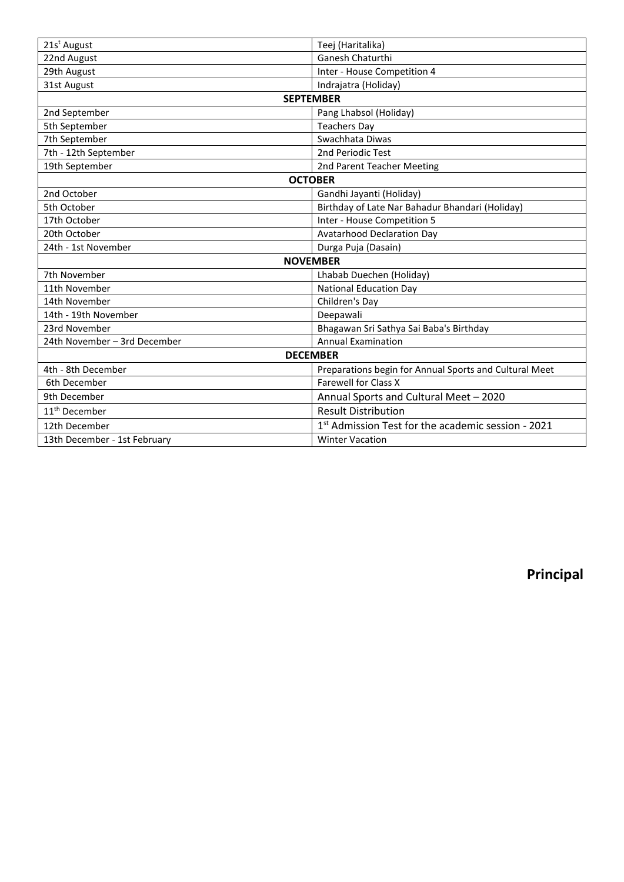| | |
|---|---|
| 21st August | Teej (Haritalika) |
| 22nd August | Ganesh Chaturthi |
| 29th August | Inter - House Competition 4 |
| 31st August | Indrajatra (Holiday) |
| **SEPTEMBER** | |
| 2nd September | Pang Lhabsol (Holiday) |
| 5th September | Teachers Day |
| 7th September | Swachhata Diwas |
| 7th - 12th September | 2nd Periodic Test |
| 19th September | 2nd Parent Teacher Meeting |
| **OCTOBER** | |
| 2nd October | Gandhi Jayanti (Holiday) |
| 5th October | Birthday of Late Nar Bahadur Bhandari (Holiday) |
| 17th October | Inter - House Competition 5 |
| 20th October | Avatarhood Declaration Day |
| 24th - 1st November | Durga Puja (Dasain) |
| **NOVEMBER** | |
| 7th November | Lhabab Duechen (Holiday) |
| 11th November | National Education Day |
| 14th November | Children's Day |
| 14th - 19th November | Deepawali |
| 23rd November | Bhagawan Sri Sathya Sai Baba's Birthday |
| 24th November – 3rd December | Annual Examination |
| **DECEMBER** | |
| 4th - 8th December | Preparations begin for Annual Sports and Cultural Meet |
| 6th December | Farewell for Class X |
| 9th December | Annual Sports and Cultural Meet – 2020 |
| 11th December | Result Distribution |
| 12th December | 1st Admission Test for the academic session - 2021 |
| 13th December - 1st February | Winter Vacation |

**Principal**